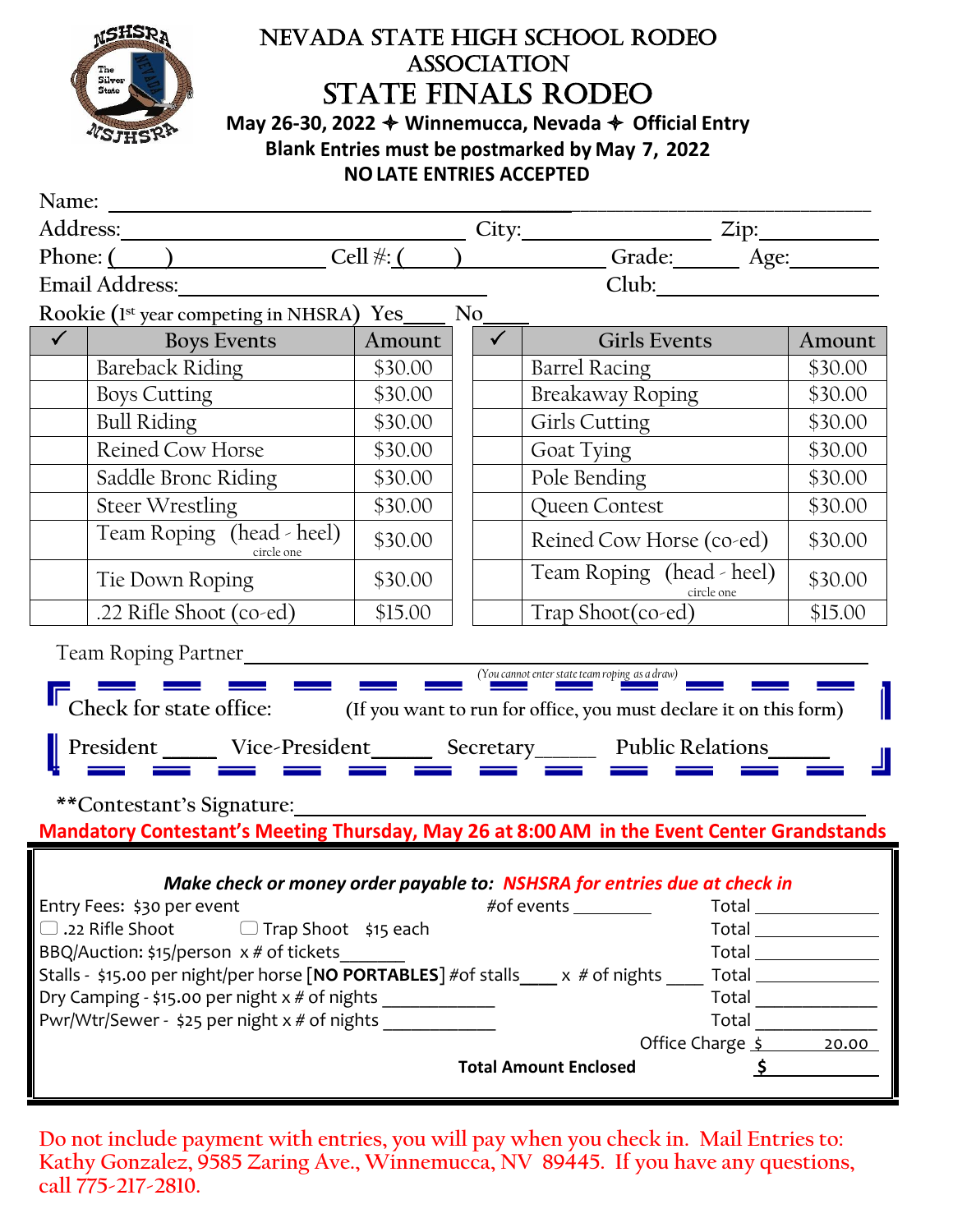# NEVADA STATE HIGH SCHOOL RODEO ASSOCIATION

# STATE FINALS RODEO

**May 26-30, 2022 ✦ Winnemucca, Nevada ✦ Official Entry**

**Blank Entries must be postmarked by May 7, 2022**

**NO LATE ENTRIES ACCEPTED**

Name: ______________________________________________

Address: ____________________ City: ____________ Zip: ________

Phone: ( ) ____________ Cell #: ( ) ____________ Grade: ______ Age: ______

Email Address: ____________________ Club: ____________________

Rookie (1st year competing in NHSRA) Yes____ No____

| ✓ | Boys Events | Amount | ✓ | Girls Events | Amount |
|---|---|---|---|---|---|
| | Bareback Riding | $30.00 | | Barrel Racing | $30.00 |
| | Boys Cutting | $30.00 | | Breakaway Roping | $30.00 |
| | Bull Riding | $30.00 | | Girls Cutting | $30.00 |
| | Reined Cow Horse | $30.00 | | Goat Tying | $30.00 |
| | Saddle Bronc Riding | $30.00 | | Pole Bending | $30.00 |
| | Steer Wrestling | $30.00 | | Queen Contest | $30.00 |
| | Team Roping (head - heel) circle one | $30.00 | | Reined Cow Horse (co-ed) | $30.00 |
| | Tie Down Roping | $30.00 | | Team Roping (head - heel) circle one | $30.00 |
| | .22 Rifle Shoot (co-ed) | $15.00 | | Trap Shoot(co-ed) | $15.00 |

Team Roping Partner ______________________________________________

*(You cannot enter state team roping as a draw)*

Check for state office: (If you want to run for office, you must declare it on this form)

President _____ Vice-President _____ Secretary _____ Public Relations _____

**Contestant's Signature: ______________________________________________

**Mandatory Contestant's Meeting Thursday, May 26 at 8:00 AM in the Event Center Grandstands**

***Make check or money order payable to: NSHSRA for entries due at check in***

Entry Fees: $30 per event #of events ________ Total ____________

☐ .22 Rifle Shoot ☐ Trap Shoot $15 each Total ____________

BBQ/Auction: $15/person x # of tickets _______ Total ____________

Stalls - $15.00 per night/per horse [**NO PORTABLES**] #of stalls____ x # of nights ____ Total ____________

Dry Camping - $15.00 per night x # of nights ____________ Total ____________

Pwr/Wtr/Sewer - $25 per night x # of nights ____________ Total ____________

Office Charge $ 20.00

**Total Amount Enclosed** **$** ____________

Do not include payment with entries, you will pay when you check in. Mail Entries to: Kathy Gonzalez, 9585 Zaring Ave., Winnemucca, NV 89445. If you have any questions, call 775-217-2810.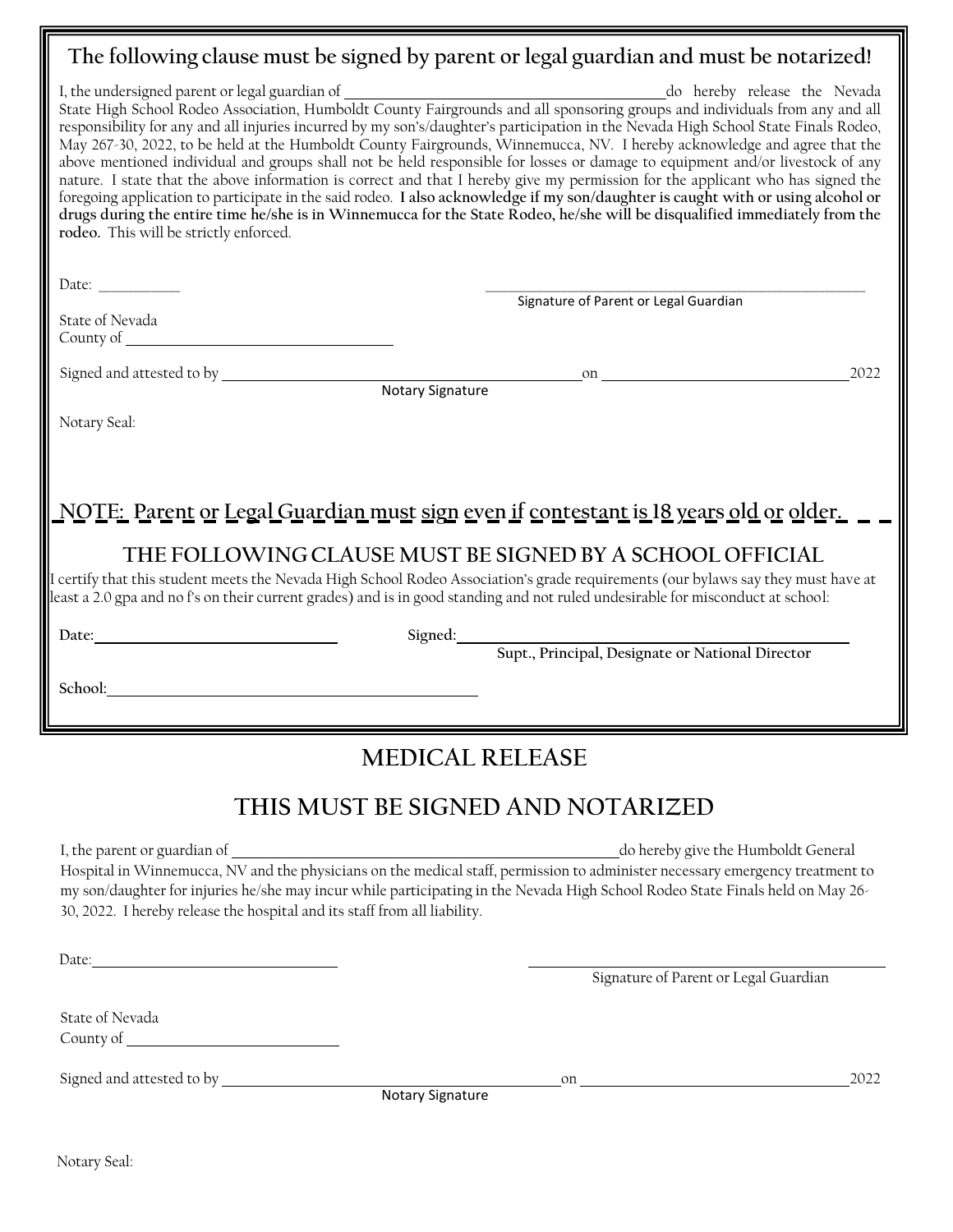**The following clause must be signed by parent or legal guardian and must be notarized!**

I, the undersigned parent or legal guardian of ________________________________ do hereby release the Nevada State High School Rodeo Association, Humboldt County Fairgrounds and all sponsoring groups and individuals from any and all responsibility for any and all injuries incurred by my son's/daughter's participation in the Nevada High School State Finals Rodeo, May 267-30, 2022, to be held at the Humboldt County Fairgrounds, Winnemucca, NV. I hereby acknowledge and agree that the above mentioned individual and groups shall not be held responsible for losses or damage to equipment and/or livestock of any nature. I state that the above information is correct and that I hereby give my permission for the applicant who has signed the foregoing application to participate in the said rodeo. **I also acknowledge if my son/daughter is caught with or using alcohol or drugs during the entire time he/she is in Winnemucca for the State Rodeo, he/she will be disqualified immediately from the rodeo.** This will be strictly enforced.

Date: ___________ ________________________________
Signature of Parent or Legal Guardian

State of Nevada
County of ________________________

Signed and attested to by ________________________________ on ________________________ 2022
Notary Signature

Notary Seal:

**NOTE: Parent or Legal Guardian must sign even if contestant is 18 years old or older.**

**THE FOLLOWING CLAUSE MUST BE SIGNED BY A SCHOOL OFFICIAL**

I certify that this student meets the Nevada High School Rodeo Association's grade requirements (our bylaws say they must have at least a 2.0 gpa and no f's on their current grades) and is in good standing and not ruled undesirable for misconduct at school:

**Date:** ________________________ **Signed:** ________________________________
**Supt., Principal, Designate or National Director**

**School:** ________________________________

## MEDICAL RELEASE

## THIS MUST BE SIGNED AND NOTARIZED

I, the parent or guardian of ________________________________ do hereby give the Humboldt General Hospital in Winnemucca, NV and the physicians on the medical staff, permission to administer necessary emergency treatment to my son/daughter for injuries he/she may incur while participating in the Nevada High School Rodeo State Finals held on May 26-30, 2022. I hereby release the hospital and its staff from all liability.

Date: ________________________ ________________________________
Signature of Parent or Legal Guardian

State of Nevada
County of ________________________

Signed and attested to by ________________________________ on ________________________ 2022
Notary Signature

Notary Seal: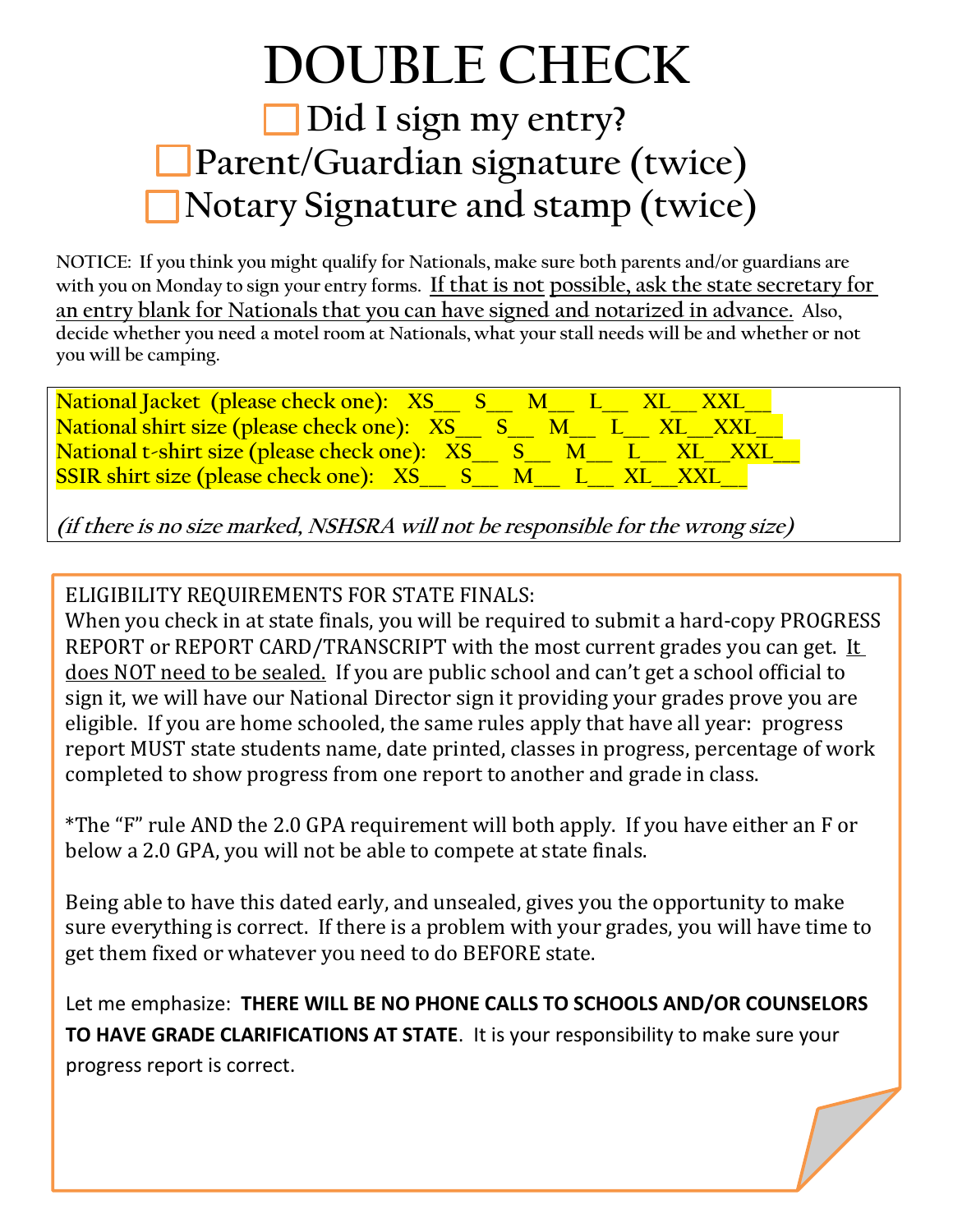# DOUBLE CHECK

## ☐ Did I sign my entry?
## ☐ Parent/Guardian signature (twice)
## ☐ Notary Signature and stamp (twice)

**NOTICE: If you think you might qualify for Nationals, make sure both parents and/or guardians are with you on Monday to sign your entry forms.** <u>If that is not possible, ask the state secretary for an entry blank for Nationals that you can have signed and notarized in advance.</u> **Also, decide whether you need a motel room at Nationals, what your stall needs will be and whether or not you will be camping.**

National Jacket (please check one): XS___ S___ M___ L___ XL___ XXL___
National shirt size (please check one): XS___ S___ M___ L___ XL___XXL___
National t-shirt size (please check one): XS___ S___ M___ L___ XL___XXL___
SSIR shirt size (please check one): XS___ S___ M___ L___ XL___XXL___

***(if there is no size marked, NSHSRA will not be responsible for the wrong size)***

ELIGIBILITY REQUIREMENTS FOR STATE FINALS:
When you check in at state finals, you will be required to submit a hard-copy PROGRESS REPORT or REPORT CARD/TRANSCRIPT with the most current grades you can get. <u>It does NOT need to be sealed.</u> If you are public school and can't get a school official to sign it, we will have our National Director sign it providing your grades prove you are eligible. If you are home schooled, the same rules apply that have all year: progress report MUST state students name, date printed, classes in progress, percentage of work completed to show progress from one report to another and grade in class.

*The "F" rule AND the 2.0 GPA requirement will both apply. If you have either an F or below a 2.0 GPA, you will not be able to compete at state finals.

Being able to have this dated early, and unsealed, gives you the opportunity to make sure everything is correct. If there is a problem with your grades, you will have time to get them fixed or whatever you need to do BEFORE state.

Let me emphasize: **THERE WILL BE NO PHONE CALLS TO SCHOOLS AND/OR COUNSELORS TO HAVE GRADE CLARIFICATIONS AT STATE**. It is your responsibility to make sure your progress report is correct.